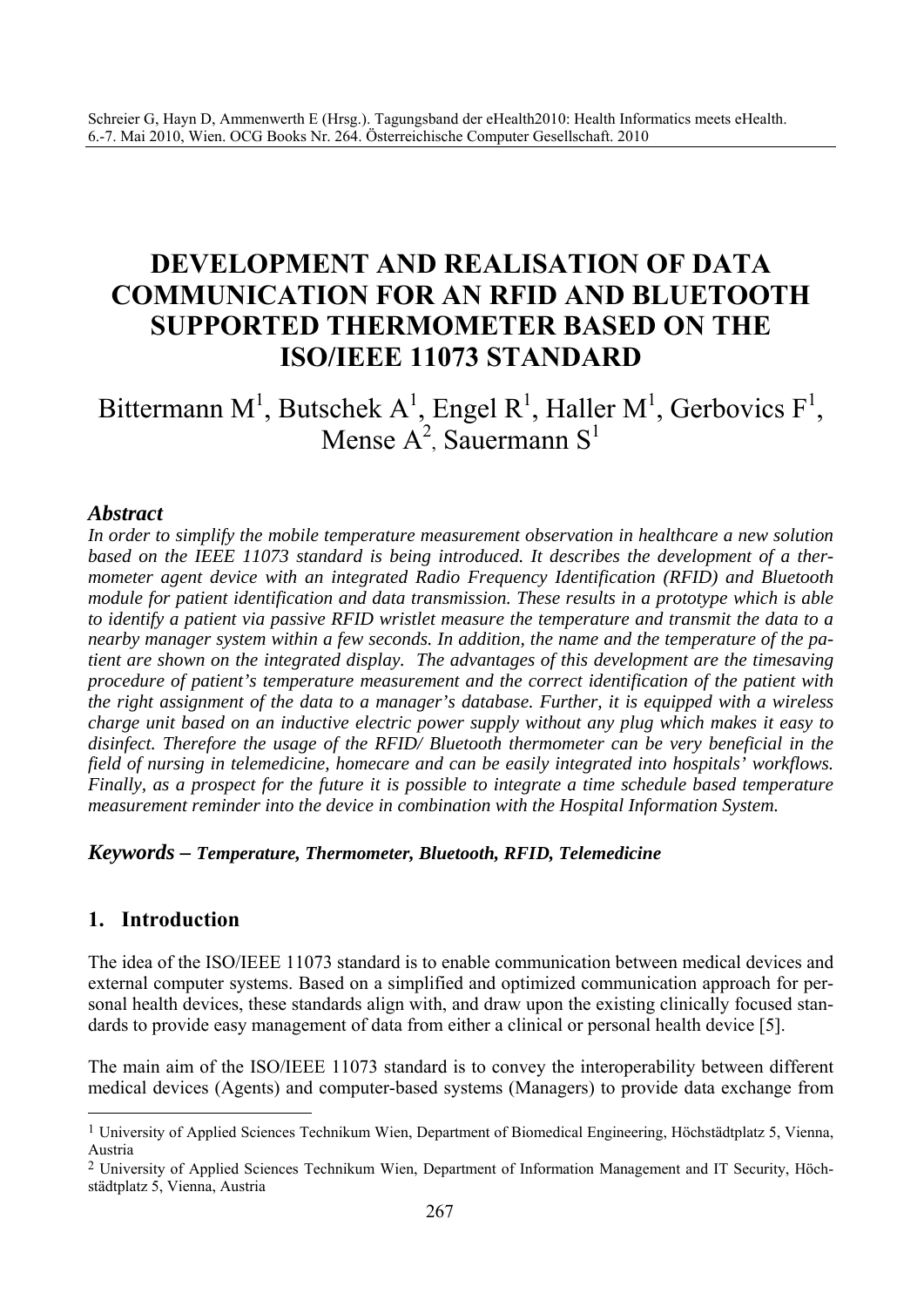Schreier G, Hayn D, Ammenwerth E (Hrsg.). Tagungsband der eHealth2010: Health Informatics meets eHealth. 6.-7. Mai 2010, Wien. OCG Books Nr. 264. Österreichische Computer Gesellschaft. 2010

# DEVELOPMENT AND REALISATION OF DATA COMMUNICATION FOR AN RFID AND BLUETOOTH SUPPORTED THERMOMETER BASED ON THE ISO/IEEE 11073 STANDARD

Bittermann M[1], Butschek A[1], Engel R[1], Haller M[1], Gerbovics F[1], Mense A[2], Sauermann S[1]

### *Abstract*

*In order to simplify the mobile temperature measurement observation in healthcare a new solution based on the IEEE 11073 standard is being introduced. It describes the development of a thermometer agent device with an integrated Radio Frequency Identification (RFID) and Bluetooth module for patient identification and data transmission. These results in a prototype which is able to identify a patient via passive RFID wristlet measure the temperature and transmit the data to a nearby manager system within a few seconds. In addition, the name and the temperature of the patient are shown on the integrated display. The advantages of this development are the timesaving procedure of patient's temperature measurement and the correct identification of the patient with the right assignment of the data to a manager's database. Further, it is equipped with a wireless charge unit based on an inductive electric power supply without any plug which makes it easy to disinfect. Therefore the usage of the RFID/ Bluetooth thermometer can be very beneficial in the field of nursing in telemedicine, homecare and can be easily integrated into hospitals' workflows. Finally, as a prospect for the future it is possible to integrate a time schedule based temperature measurement reminder into the device in combination with the Hospital Information System.*

***Keywords –*** ***Temperature, Thermometer, Bluetooth, RFID, Telemedicine***

## 1. Introduction

The idea of the ISO/IEEE 11073 standard is to enable communication between medical devices and external computer systems. Based on a simplified and optimized communication approach for personal health devices, these standards align with, and draw upon the existing clinically focused standards to provide easy management of data from either a clinical or personal health device [5].

The main aim of the ISO/IEEE 11073 standard is to convey the interoperability between different medical devices (Agents) and computer-based systems (Managers) to provide data exchange from

---

[1] University of Applied Sciences Technikum Wien, Department of Biomedical Engineering, Höchstädtplatz 5, Vienna, Austria

[2] University of Applied Sciences Technikum Wien, Department of Information Management and IT Security, Höchstädtplatz 5, Vienna, Austria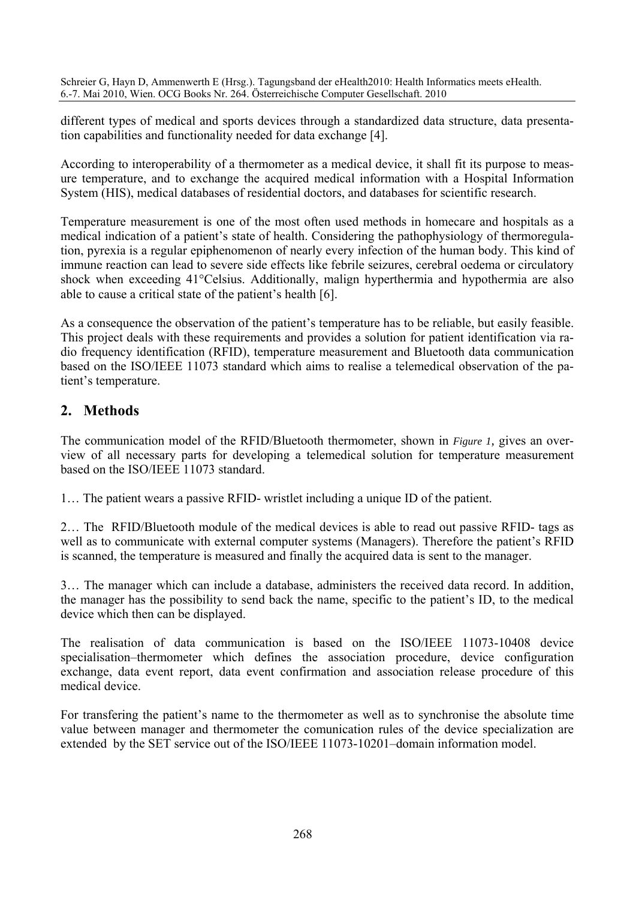different types of medical and sports devices through a standardized data structure, data presentation capabilities and functionality needed for data exchange [4].

According to interoperability of a thermometer as a medical device, it shall fit its purpose to measure temperature, and to exchange the acquired medical information with a Hospital Information System (HIS), medical databases of residential doctors, and databases for scientific research.

Temperature measurement is one of the most often used methods in homecare and hospitals as a medical indication of a patient's state of health. Considering the pathophysiology of thermoregulation, pyrexia is a regular epiphenomenon of nearly every infection of the human body. This kind of immune reaction can lead to severe side effects like febrile seizures, cerebral oedema or circulatory shock when exceeding 41°Celsius. Additionally, malign hyperthermia and hypothermia are also able to cause a critical state of the patient's health [6].

As a consequence the observation of the patient's temperature has to be reliable, but easily feasible. This project deals with these requirements and provides a solution for patient identification via radio frequency identification (RFID), temperature measurement and Bluetooth data communication based on the ISO/IEEE 11073 standard which aims to realise a telemedical observation of the patient's temperature.

## 2. Methods

The communication model of the RFID/Bluetooth thermometer, shown in *Figure 1*, gives an overview of all necessary parts for developing a telemedical solution for temperature measurement based on the ISO/IEEE 11073 standard.

1… The patient wears a passive RFID- wristlet including a unique ID of the patient.

2… The RFID/Bluetooth module of the medical devices is able to read out passive RFID- tags as well as to communicate with external computer systems (Managers). Therefore the patient's RFID is scanned, the temperature is measured and finally the acquired data is sent to the manager.

3… The manager which can include a database, administers the received data record. In addition, the manager has the possibility to send back the name, specific to the patient's ID, to the medical device which then can be displayed.

The realisation of data communication is based on the ISO/IEEE 11073-10408 device specialisation–thermometer which defines the association procedure, device configuration exchange, data event report, data event confirmation and association release procedure of this medical device.

For transfering the patient's name to the thermometer as well as to synchronise the absolute time value between manager and thermometer the comunication rules of the device specialization are extended by the SET service out of the ISO/IEEE 11073-10201–domain information model.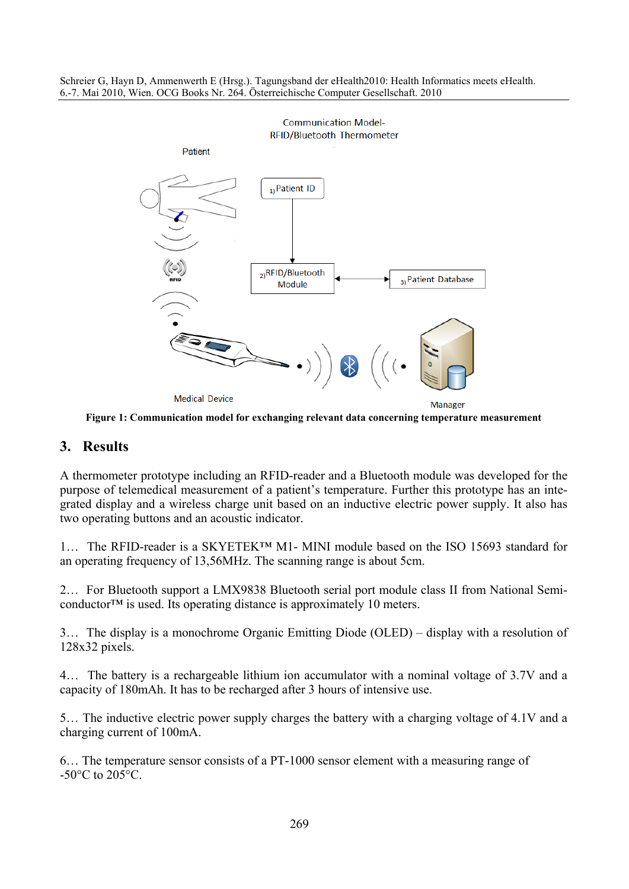Communication Model-
RFID/Bluetooth Thermometer

Patient

1) Patient ID

2) RFID/Bluetooth Module

3) Patient Database

Medical Device

Manager

**Figure 1: Communication model for exchanging relevant data concerning temperature measurement**

## 3. Results

A thermometer prototype including an RFID-reader and a Bluetooth module was developed for the purpose of telemedical measurement of a patient's temperature. Further this prototype has an integrated display and a wireless charge unit based on an inductive electric power supply. It also has two operating buttons and an acoustic indicator.

1… The RFID-reader is a SKYETEK™ M1- MINI module based on the ISO 15693 standard for an operating frequency of 13,56MHz. The scanning range is about 5cm.

2… For Bluetooth support a LMX9838 Bluetooth serial port module class II from National Semiconductor™ is used. Its operating distance is approximately 10 meters.

3… The display is a monochrome Organic Emitting Diode (OLED) – display with a resolution of 128x32 pixels.

4… The battery is a rechargeable lithium ion accumulator with a nominal voltage of 3.7V and a capacity of 180mAh. It has to be recharged after 3 hours of intensive use.

5… The inductive electric power supply charges the battery with a charging voltage of 4.1V and a charging current of 100mA.

6… The temperature sensor consists of a PT-1000 sensor element with a measuring range of -50°C to 205°C.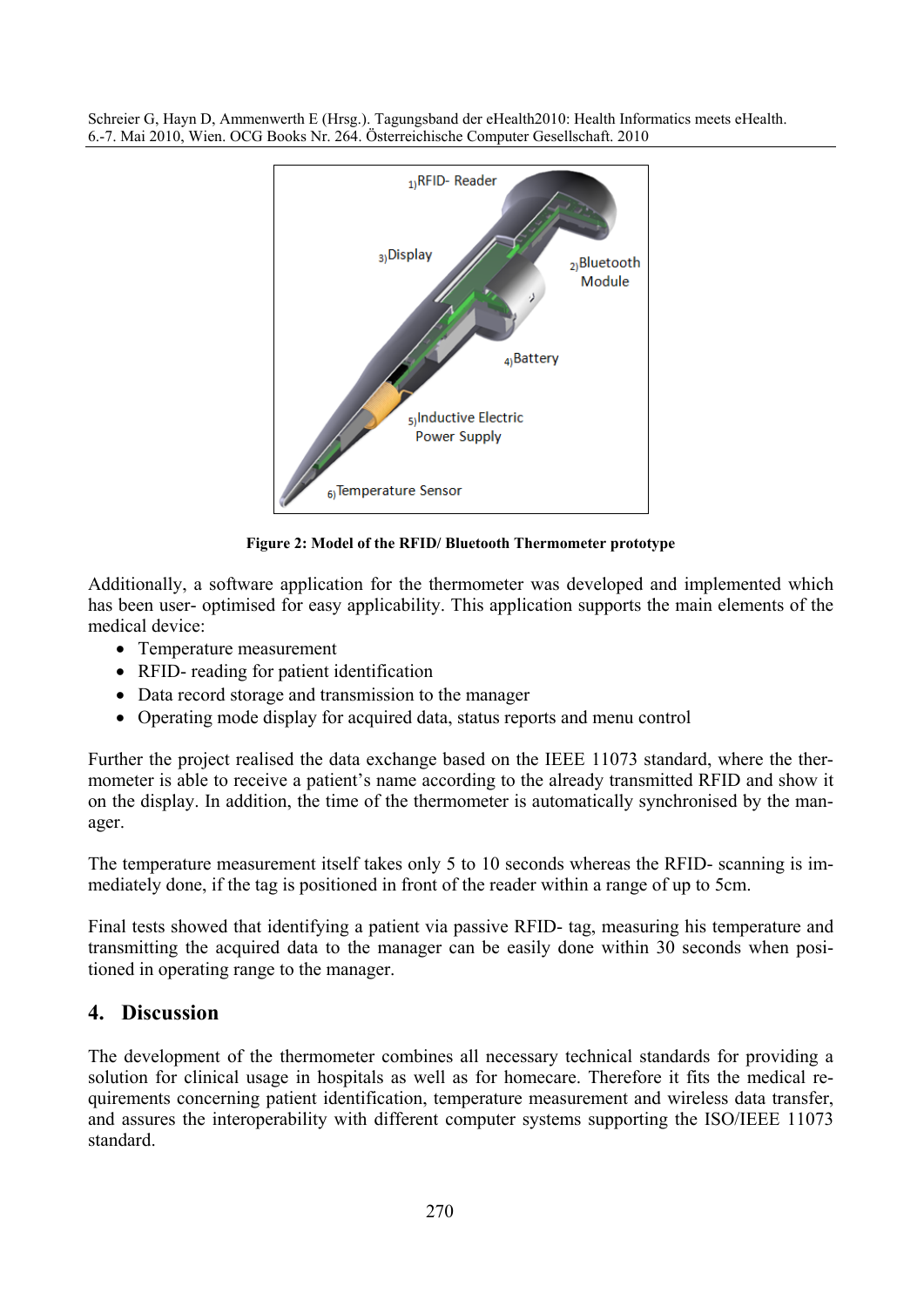Figure 2: Model of the RFID/ Bluetooth Thermometer prototype

Additionally, a software application for the thermometer was developed and implemented which has been user- optimised for easy applicability. This application supports the main elements of the medical device:

- Temperature measurement
- RFID- reading for patient identification
- Data record storage and transmission to the manager
- Operating mode display for acquired data, status reports and menu control

Further the project realised the data exchange based on the IEEE 11073 standard, where the thermometer is able to receive a patient's name according to the already transmitted RFID and show it on the display. In addition, the time of the thermometer is automatically synchronised by the manager.

The temperature measurement itself takes only 5 to 10 seconds whereas the RFID- scanning is immediately done, if the tag is positioned in front of the reader within a range of up to 5cm.

Final tests showed that identifying a patient via passive RFID- tag, measuring his temperature and transmitting the acquired data to the manager can be easily done within 30 seconds when positioned in operating range to the manager.

## 4. Discussion

The development of the thermometer combines all necessary technical standards for providing a solution for clinical usage in hospitals as well as for homecare. Therefore it fits the medical requirements concerning patient identification, temperature measurement and wireless data transfer, and assures the interoperability with different computer systems supporting the ISO/IEEE 11073 standard.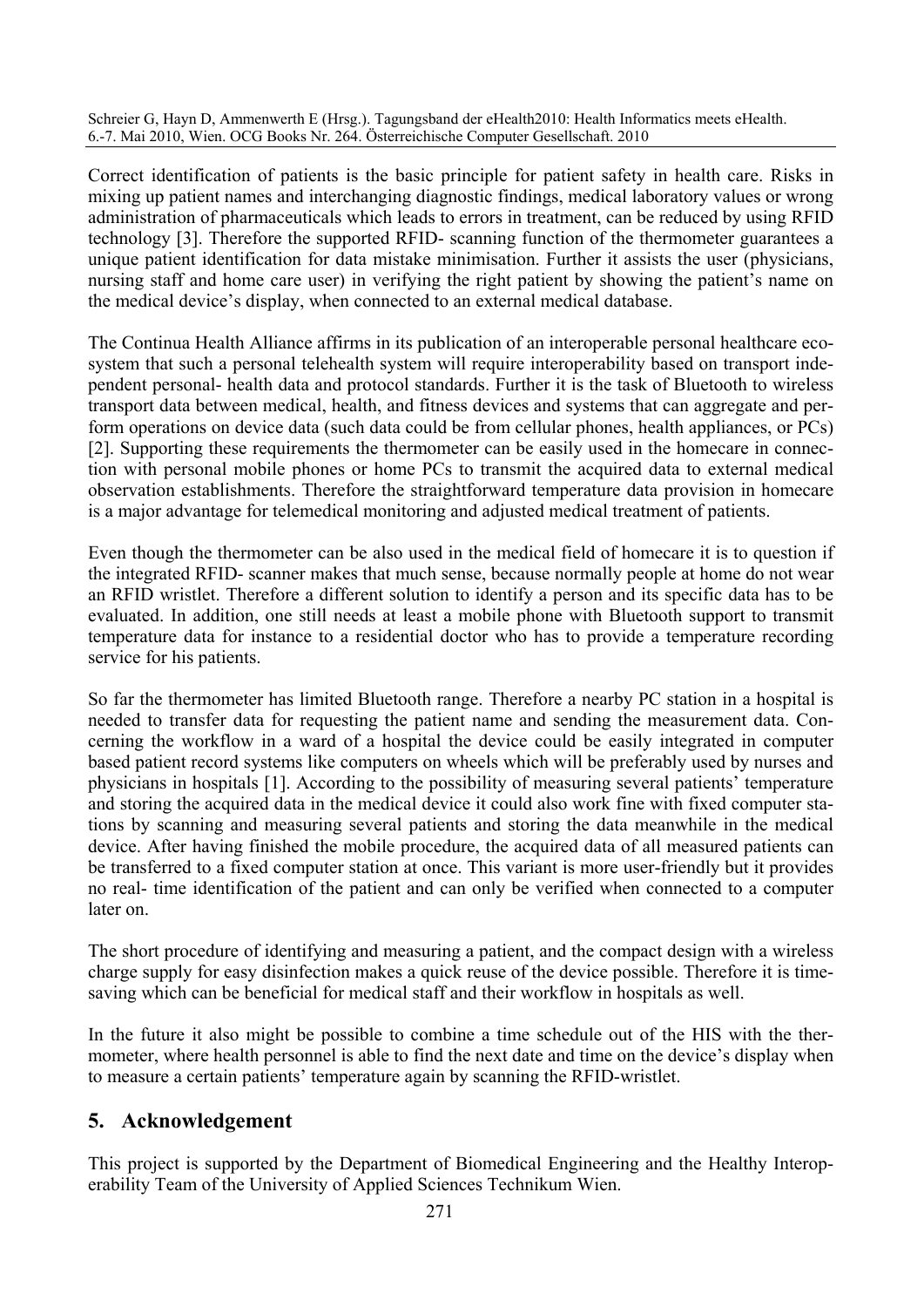Correct identification of patients is the basic principle for patient safety in health care. Risks in mixing up patient names and interchanging diagnostic findings, medical laboratory values or wrong administration of pharmaceuticals which leads to errors in treatment, can be reduced by using RFID technology [3]. Therefore the supported RFID- scanning function of the thermometer guarantees a unique patient identification for data mistake minimisation. Further it assists the user (physicians, nursing staff and home care user) in verifying the right patient by showing the patient's name on the medical device's display, when connected to an external medical database.

The Continua Health Alliance affirms in its publication of an interoperable personal healthcare ecosystem that such a personal telehealth system will require interoperability based on transport independent personal- health data and protocol standards. Further it is the task of Bluetooth to wireless transport data between medical, health, and fitness devices and systems that can aggregate and perform operations on device data (such data could be from cellular phones, health appliances, or PCs) [2]. Supporting these requirements the thermometer can be easily used in the homecare in connection with personal mobile phones or home PCs to transmit the acquired data to external medical observation establishments. Therefore the straightforward temperature data provision in homecare is a major advantage for telemedical monitoring and adjusted medical treatment of patients.

Even though the thermometer can be also used in the medical field of homecare it is to question if the integrated RFID- scanner makes that much sense, because normally people at home do not wear an RFID wristlet. Therefore a different solution to identify a person and its specific data has to be evaluated. In addition, one still needs at least a mobile phone with Bluetooth support to transmit temperature data for instance to a residential doctor who has to provide a temperature recording service for his patients.

So far the thermometer has limited Bluetooth range. Therefore a nearby PC station in a hospital is needed to transfer data for requesting the patient name and sending the measurement data. Concerning the workflow in a ward of a hospital the device could be easily integrated in computer based patient record systems like computers on wheels which will be preferably used by nurses and physicians in hospitals [1]. According to the possibility of measuring several patients' temperature and storing the acquired data in the medical device it could also work fine with fixed computer stations by scanning and measuring several patients and storing the data meanwhile in the medical device. After having finished the mobile procedure, the acquired data of all measured patients can be transferred to a fixed computer station at once. This variant is more user-friendly but it provides no real- time identification of the patient and can only be verified when connected to a computer later on.

The short procedure of identifying and measuring a patient, and the compact design with a wireless charge supply for easy disinfection makes a quick reuse of the device possible. Therefore it is time-saving which can be beneficial for medical staff and their workflow in hospitals as well.

In the future it also might be possible to combine a time schedule out of the HIS with the thermometer, where health personnel is able to find the next date and time on the device's display when to measure a certain patients' temperature again by scanning the RFID-wristlet.

## 5. Acknowledgement

This project is supported by the Department of Biomedical Engineering and the Healthy Interoperability Team of the University of Applied Sciences Technikum Wien.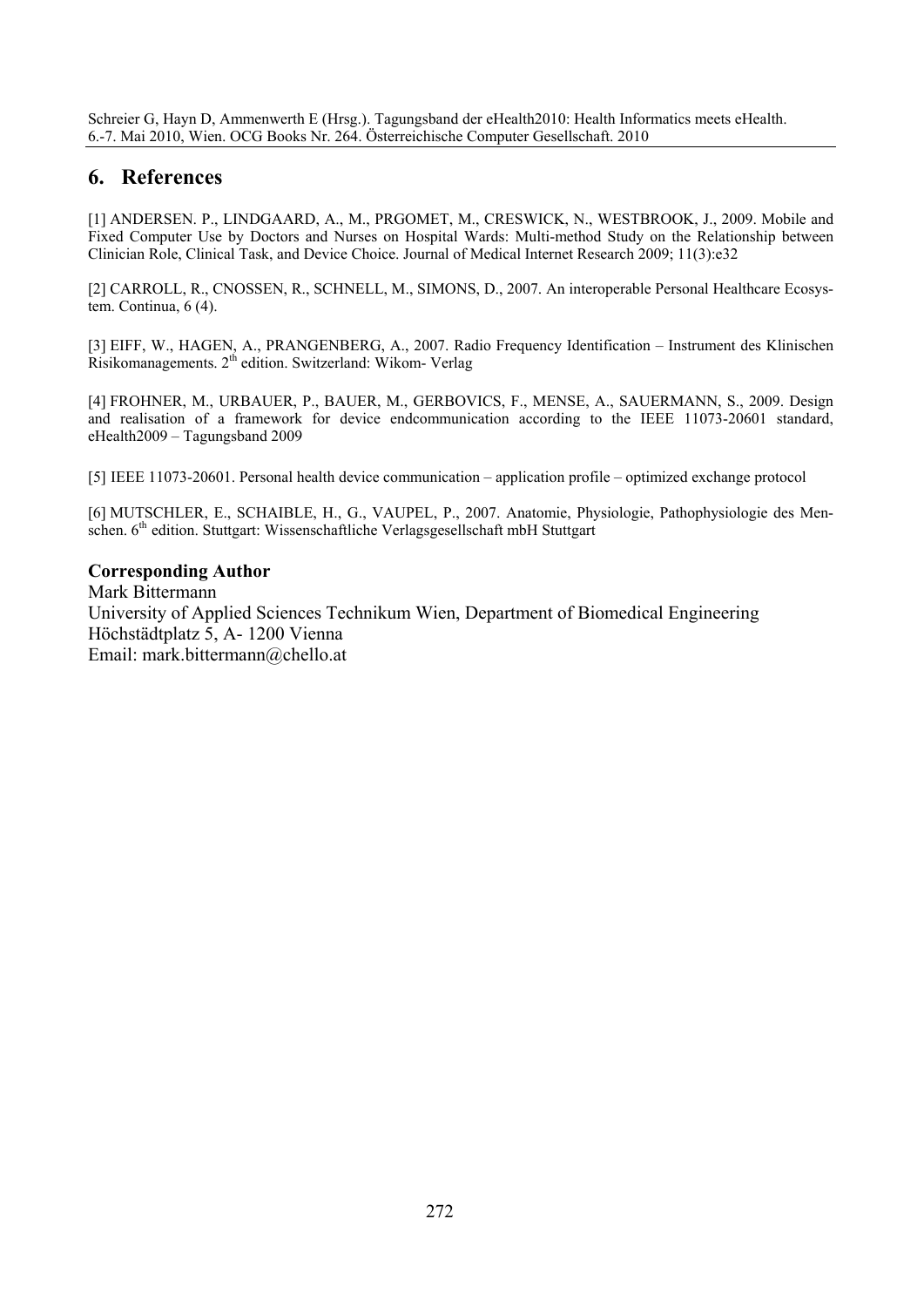## 6. References

[1] ANDERSEN. P., LINDGAARD, A., M., PRGOMET, M., CRESWICK, N., WESTBROOK, J., 2009. Mobile and Fixed Computer Use by Doctors and Nurses on Hospital Wards: Multi-method Study on the Relationship between Clinician Role, Clinical Task, and Device Choice. Journal of Medical Internet Research 2009; 11(3):e32

[2] CARROLL, R., CNOSSEN, R., SCHNELL, M., SIMONS, D., 2007. An interoperable Personal Healthcare Ecosystem. Continua, 6 (4).

[3] EIFF, W., HAGEN, A., PRANGENBERG, A., 2007. Radio Frequency Identification – Instrument des Klinischen Risikomanagements. 2th edition. Switzerland: Wikom- Verlag

[4] FROHNER, M., URBAUER, P., BAUER, M., GERBOVICS, F., MENSE, A., SAUERMANN, S., 2009. Design and realisation of a framework for device endcommunication according to the IEEE 11073-20601 standard, eHealth2009 – Tagungsband 2009

[5] IEEE 11073-20601. Personal health device communication – application profile – optimized exchange protocol

[6] MUTSCHLER, E., SCHAIBLE, H., G., VAUPEL, P., 2007. Anatomie, Physiologie, Pathophysiologie des Menschen. 6th edition. Stuttgart: Wissenschaftliche Verlagsgesellschaft mbH Stuttgart

**Corresponding Author**

Mark Bittermann
University of Applied Sciences Technikum Wien, Department of Biomedical Engineering
Höchstädtplatz 5, A- 1200 Vienna
Email: mark.bittermann@chello.at